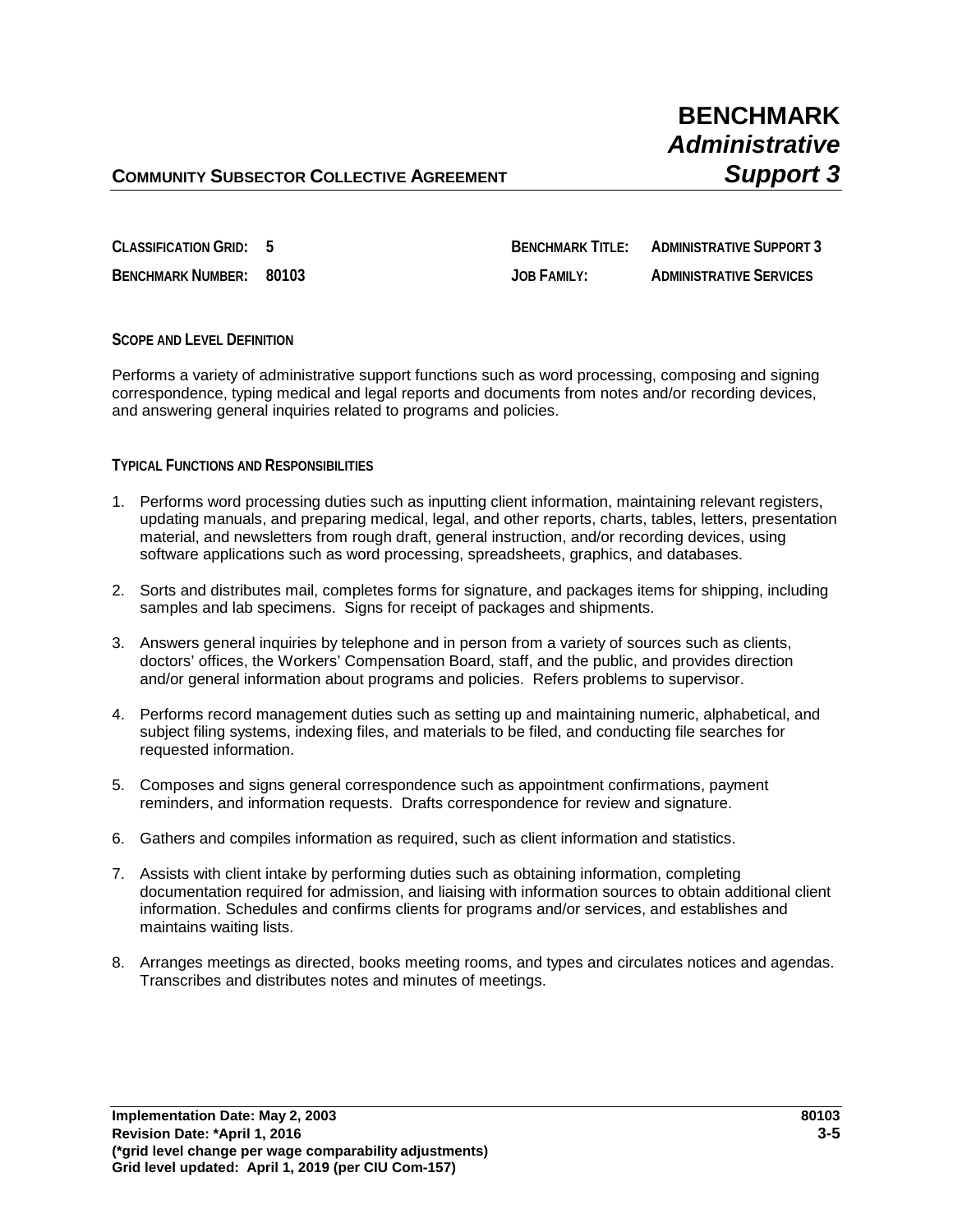# BENCHMARK *Administrative Support 3*

**COMMUNITY SUBSECTOR COLLECTIVE AGREEMENT**

**CLASSIFICATION GRID:** 5

**BENCHMARK NUMBER:** 80103

**BENCHMARK TITLE:** ADMINISTRATIVE SUPPORT 3

**JOB FAMILY:** ADMINISTRATIVE SERVICES

## SCOPE AND LEVEL DEFINITION

Performs a variety of administrative support functions such as word processing, composing and signing correspondence, typing medical and legal reports and documents from notes and/or recording devices, and answering general inquiries related to programs and policies.

## TYPICAL FUNCTIONS AND RESPONSIBILITIES

1. Performs word processing duties such as inputting client information, maintaining relevant registers, updating manuals, and preparing medical, legal, and other reports, charts, tables, letters, presentation material, and newsletters from rough draft, general instruction, and/or recording devices, using software applications such as word processing, spreadsheets, graphics, and databases.

2. Sorts and distributes mail, completes forms for signature, and packages items for shipping, including samples and lab specimens. Signs for receipt of packages and shipments.

3. Answers general inquiries by telephone and in person from a variety of sources such as clients, doctors' offices, the Workers' Compensation Board, staff, and the public, and provides direction and/or general information about programs and policies. Refers problems to supervisor.

4. Performs record management duties such as setting up and maintaining numeric, alphabetical, and subject filing systems, indexing files, and materials to be filed, and conducting file searches for requested information.

5. Composes and signs general correspondence such as appointment confirmations, payment reminders, and information requests. Drafts correspondence for review and signature.

6. Gathers and compiles information as required, such as client information and statistics.

7. Assists with client intake by performing duties such as obtaining information, completing documentation required for admission, and liaising with information sources to obtain additional client information. Schedules and confirms clients for programs and/or services, and establishes and maintains waiting lists.

8. Arranges meetings as directed, books meeting rooms, and types and circulates notices and agendas. Transcribes and distributes notes and minutes of meetings.

**Implementation Date: May 2, 2003**
**Revision Date: \*April 1, 2016**
**(\*grid level change per wage comparability adjustments)**
**Grid level updated: April 1, 2019 (per CIU Com-157)**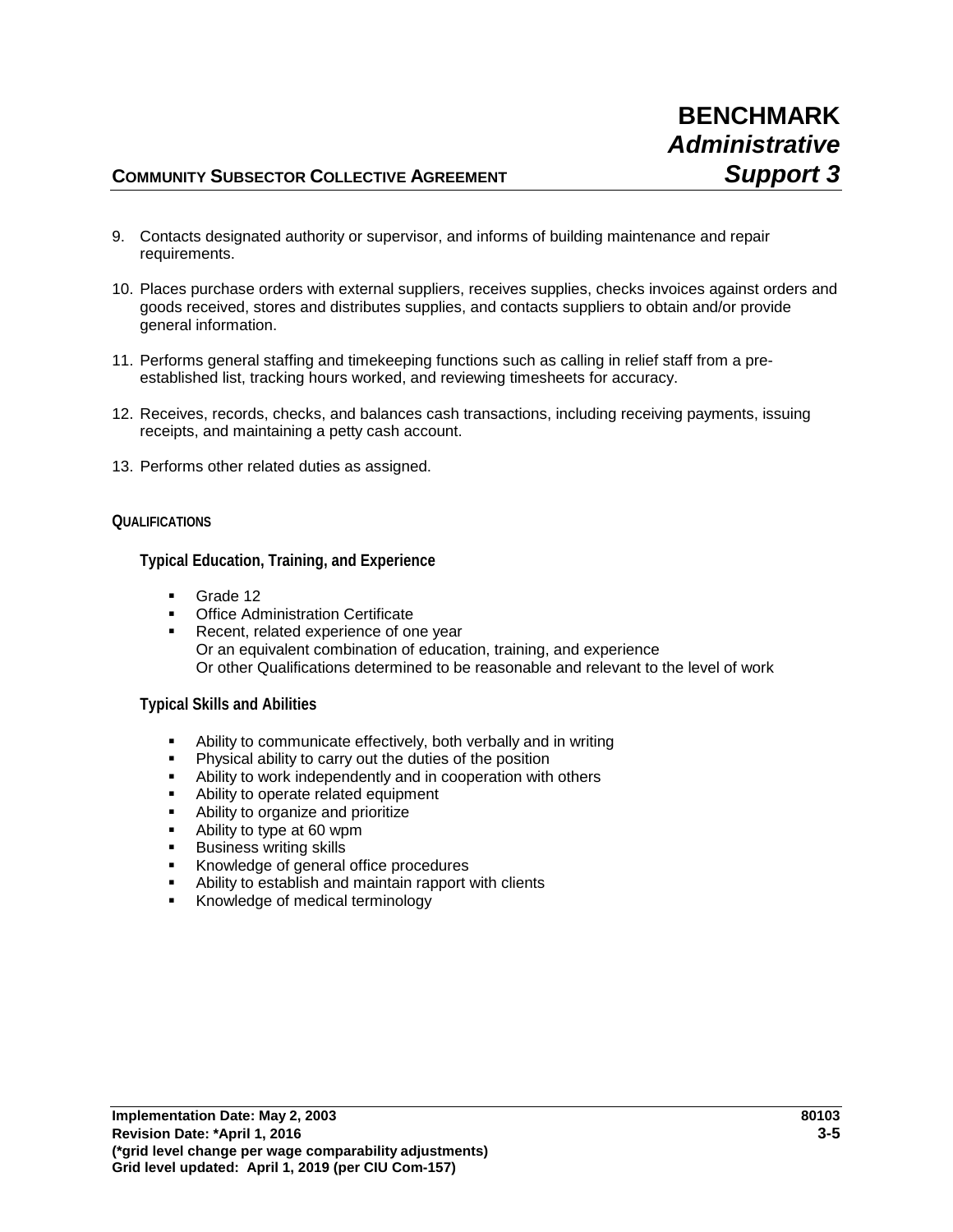9. Contacts designated authority or supervisor, and informs of building maintenance and repair requirements.

10. Places purchase orders with external suppliers, receives supplies, checks invoices against orders and goods received, stores and distributes supplies, and contacts suppliers to obtain and/or provide general information.

11. Performs general staffing and timekeeping functions such as calling in relief staff from a pre-established list, tracking hours worked, and reviewing timesheets for accuracy.

12. Receives, records, checks, and balances cash transactions, including receiving payments, issuing receipts, and maintaining a petty cash account.

13. Performs other related duties as assigned.

## QUALIFICATIONS

### Typical Education, Training, and Experience

- Grade 12
- Office Administration Certificate
- Recent, related experience of one year
  Or an equivalent combination of education, training, and experience
  Or other Qualifications determined to be reasonable and relevant to the level of work

### Typical Skills and Abilities

- Ability to communicate effectively, both verbally and in writing
- Physical ability to carry out the duties of the position
- Ability to work independently and in cooperation with others
- Ability to operate related equipment
- Ability to organize and prioritize
- Ability to type at 60 wpm
- Business writing skills
- Knowledge of general office procedures
- Ability to establish and maintain rapport with clients
- Knowledge of medical terminology

**Implementation Date: May 2, 2003**
**Revision Date: *April 1, 2016**
**(*grid level change per wage comparability adjustments)**
**Grid level updated: April 1, 2019 (per CIU Com-157)**

**80103**